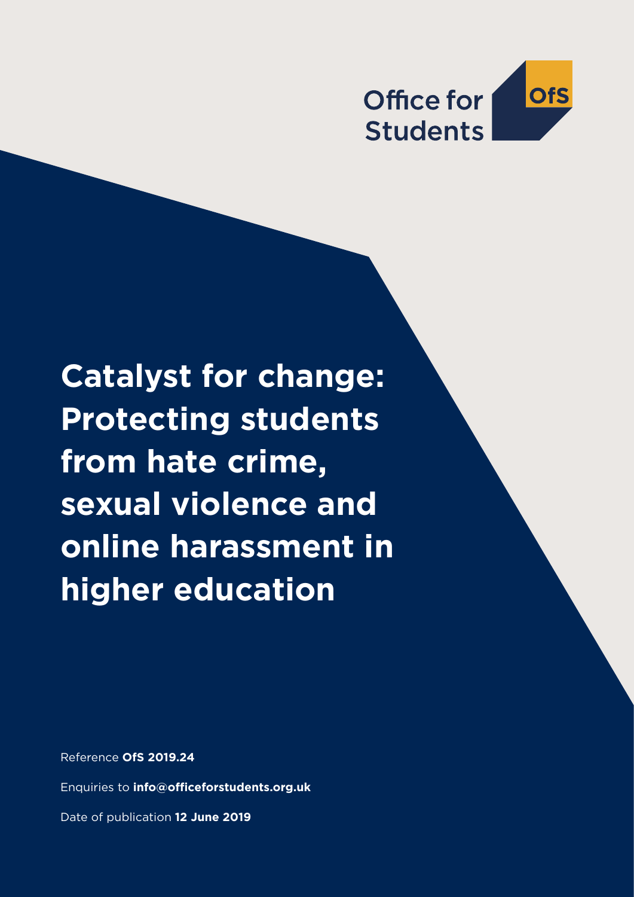Office for Students

OfS

# Catalyst for change: Protecting students from hate crime, sexual violence and online harassment in higher education

Reference **OfS 2019.24**

Enquiries to **info@officeforstudents.org.uk**

Date of publication **12 June 2019**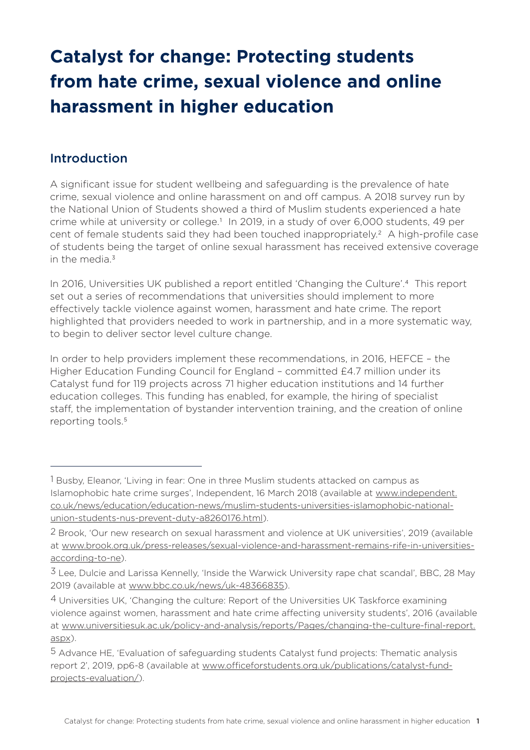# Catalyst for change: Protecting students from hate crime, sexual violence and online harassment in higher education

## Introduction

A significant issue for student wellbeing and safeguarding is the prevalence of hate crime, sexual violence and online harassment on and off campus. A 2018 survey run by the National Union of Students showed a third of Muslim students experienced a hate crime while at university or college.[1] In 2019, in a study of over 6,000 students, 49 per cent of female students said they had been touched inappropriately.[2] A high-profile case of students being the target of online sexual harassment has received extensive coverage in the media.[3]

In 2016, Universities UK published a report entitled 'Changing the Culture'.[4] This report set out a series of recommendations that universities should implement to more effectively tackle violence against women, harassment and hate crime. The report highlighted that providers needed to work in partnership, and in a more systematic way, to begin to deliver sector level culture change.

In order to help providers implement these recommendations, in 2016, HEFCE – the Higher Education Funding Council for England – committed £4.7 million under its Catalyst fund for 119 projects across 71 higher education institutions and 14 further education colleges. This funding has enabled, for example, the hiring of specialist staff, the implementation of bystander intervention training, and the creation of online reporting tools.[5]

---

1 Busby, Eleanor, 'Living in fear: One in three Muslim students attacked on campus as Islamophobic hate crime surges', Independent, 16 March 2018 (available at www.independent.co.uk/news/education/education-news/muslim-students-universities-islamophobic-national-union-students-nus-prevent-duty-a8260176.html).

2 Brook, 'Our new research on sexual harassment and violence at UK universities', 2019 (available at www.brook.org.uk/press-releases/sexual-violence-and-harassment-remains-rife-in-universities-according-to-ne).

3 Lee, Dulcie and Larissa Kennelly, 'Inside the Warwick University rape chat scandal', BBC, 28 May 2019 (available at www.bbc.co.uk/news/uk-48366835).

4 Universities UK, 'Changing the culture: Report of the Universities UK Taskforce examining violence against women, harassment and hate crime affecting university students', 2016 (available at www.universitiesuk.ac.uk/policy-and-analysis/reports/Pages/changing-the-culture-final-report.aspx).

5 Advance HE, 'Evaluation of safeguarding students Catalyst fund projects: Thematic analysis report 2', 2019, pp6-8 (available at www.officeforstudents.org.uk/publications/catalyst-fund-projects-evaluation/).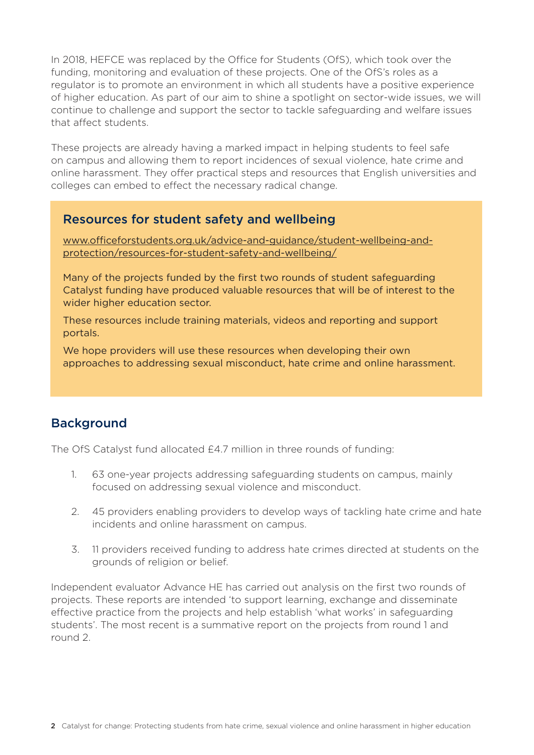In 2018, HEFCE was replaced by the Office for Students (OfS), which took over the funding, monitoring and evaluation of these projects. One of the OfS's roles as a regulator is to promote an environment in which all students have a positive experience of higher education. As part of our aim to shine a spotlight on sector-wide issues, we will continue to challenge and support the sector to tackle safeguarding and welfare issues that affect students.

These projects are already having a marked impact in helping students to feel safe on campus and allowing them to report incidences of sexual violence, hate crime and online harassment. They offer practical steps and resources that English universities and colleges can embed to effect the necessary radical change.

### Resources for student safety and wellbeing

www.officeforstudents.org.uk/advice-and-guidance/student-wellbeing-and-protection/resources-for-student-safety-and-wellbeing/

Many of the projects funded by the first two rounds of student safeguarding Catalyst funding have produced valuable resources that will be of interest to the wider higher education sector.

These resources include training materials, videos and reporting and support portals.

We hope providers will use these resources when developing their own approaches to addressing sexual misconduct, hate crime and online harassment.

## Background

The OfS Catalyst fund allocated £4.7 million in three rounds of funding:

1. 63 one-year projects addressing safeguarding students on campus, mainly focused on addressing sexual violence and misconduct.
2. 45 providers enabling providers to develop ways of tackling hate crime and hate incidents and online harassment on campus.
3. 11 providers received funding to address hate crimes directed at students on the grounds of religion or belief.

Independent evaluator Advance HE has carried out analysis on the first two rounds of projects. These reports are intended 'to support learning, exchange and disseminate effective practice from the projects and help establish 'what works' in safeguarding students'. The most recent is a summative report on the projects from round 1 and round 2.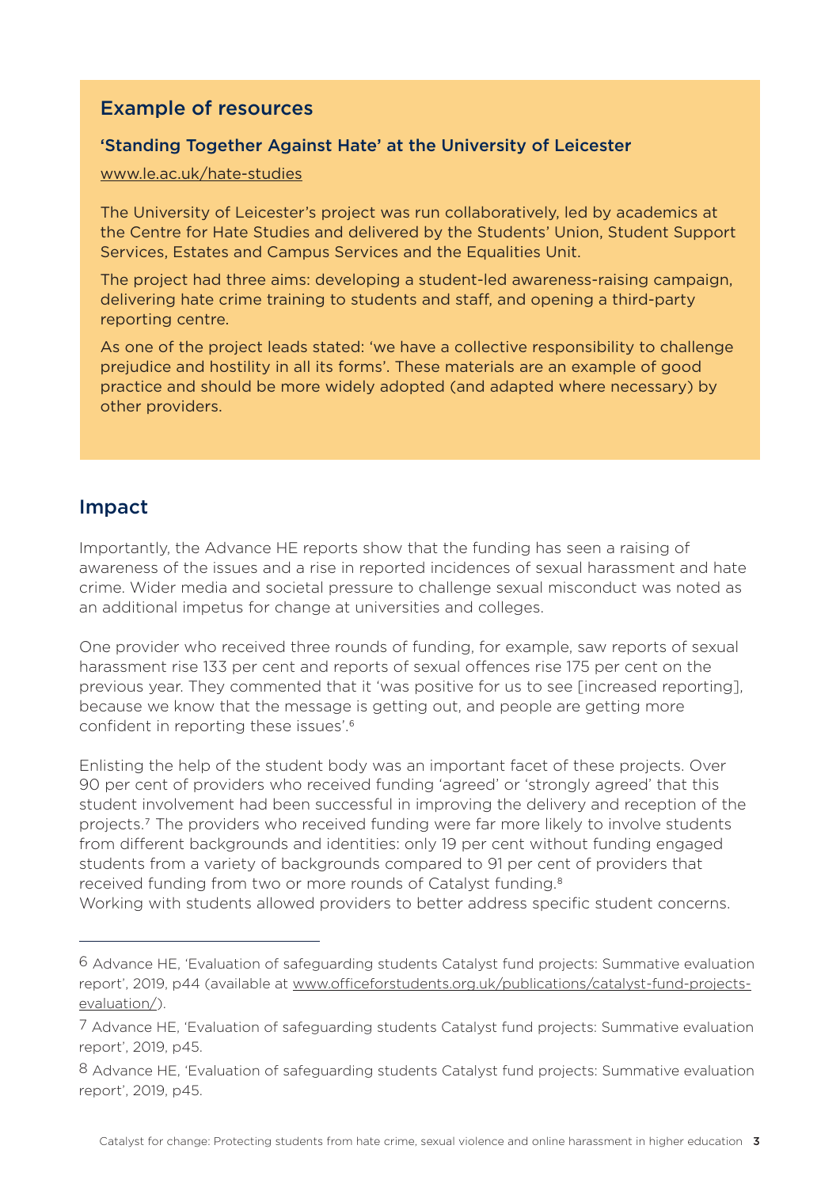## Example of resources

### 'Standing Together Against Hate' at the University of Leicester

www.le.ac.uk/hate-studies

The University of Leicester's project was run collaboratively, led by academics at the Centre for Hate Studies and delivered by the Students' Union, Student Support Services, Estates and Campus Services and the Equalities Unit.

The project had three aims: developing a student-led awareness-raising campaign, delivering hate crime training to students and staff, and opening a third-party reporting centre.

As one of the project leads stated: 'we have a collective responsibility to challenge prejudice and hostility in all its forms'. These materials are an example of good practice and should be more widely adopted (and adapted where necessary) by other providers.

## Impact

Importantly, the Advance HE reports show that the funding has seen a raising of awareness of the issues and a rise in reported incidences of sexual harassment and hate crime. Wider media and societal pressure to challenge sexual misconduct was noted as an additional impetus for change at universities and colleges.

One provider who received three rounds of funding, for example, saw reports of sexual harassment rise 133 per cent and reports of sexual offences rise 175 per cent on the previous year. They commented that it 'was positive for us to see [increased reporting], because we know that the message is getting out, and people are getting more confident in reporting these issues'.[6]

Enlisting the help of the student body was an important facet of these projects. Over 90 per cent of providers who received funding 'agreed' or 'strongly agreed' that this student involvement had been successful in improving the delivery and reception of the projects.[7] The providers who received funding were far more likely to involve students from different backgrounds and identities: only 19 per cent without funding engaged students from a variety of backgrounds compared to 91 per cent of providers that received funding from two or more rounds of Catalyst funding.[8]
Working with students allowed providers to better address specific student concerns.

---

6 Advance HE, 'Evaluation of safeguarding students Catalyst fund projects: Summative evaluation report', 2019, p44 (available at www.officeforstudents.org.uk/publications/catalyst-fund-projects-evaluation/).

7 Advance HE, 'Evaluation of safeguarding students Catalyst fund projects: Summative evaluation report', 2019, p45.

8 Advance HE, 'Evaluation of safeguarding students Catalyst fund projects: Summative evaluation report', 2019, p45.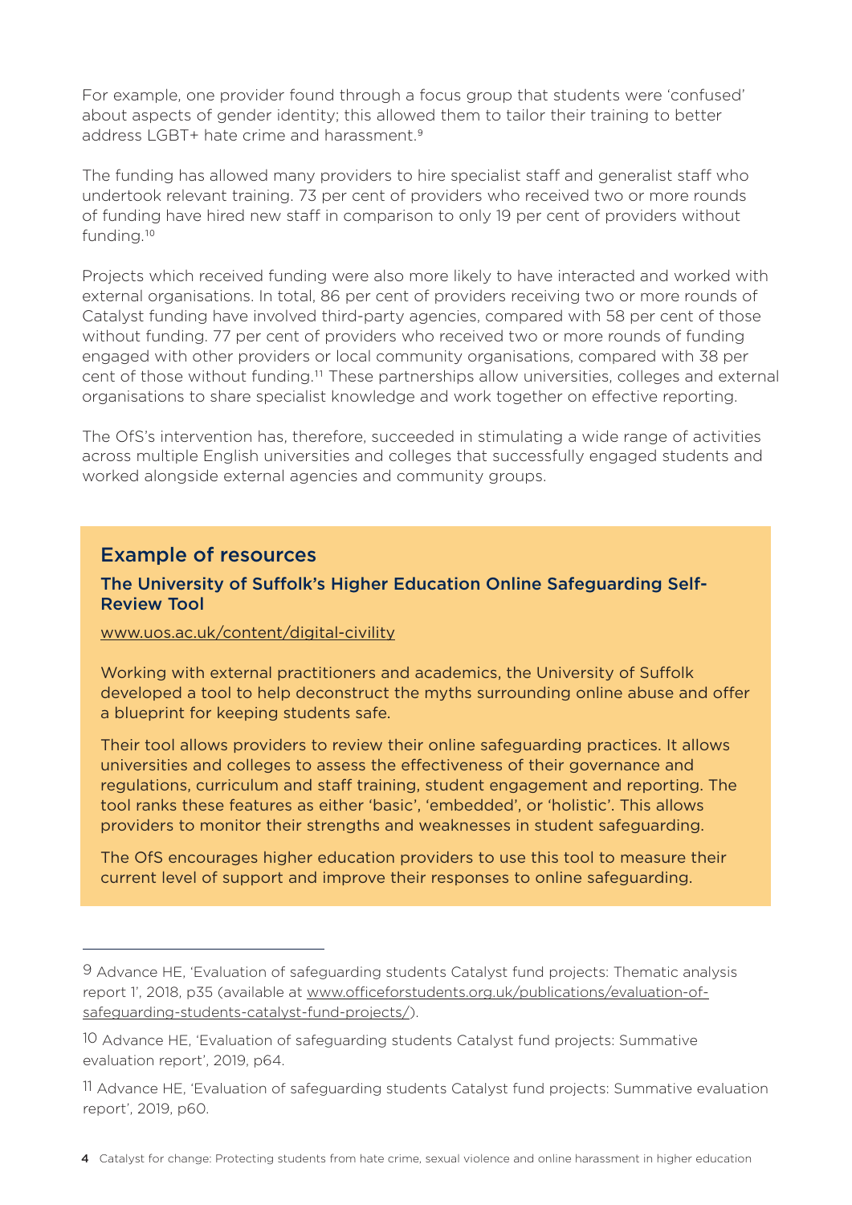For example, one provider found through a focus group that students were 'confused' about aspects of gender identity; this allowed them to tailor their training to better address LGBT+ hate crime and harassment.[9]

The funding has allowed many providers to hire specialist staff and generalist staff who undertook relevant training. 73 per cent of providers who received two or more rounds of funding have hired new staff in comparison to only 19 per cent of providers without funding.[10]

Projects which received funding were also more likely to have interacted and worked with external organisations. In total, 86 per cent of providers receiving two or more rounds of Catalyst funding have involved third-party agencies, compared with 58 per cent of those without funding. 77 per cent of providers who received two or more rounds of funding engaged with other providers or local community organisations, compared with 38 per cent of those without funding.[11] These partnerships allow universities, colleges and external organisations to share specialist knowledge and work together on effective reporting.

The OfS's intervention has, therefore, succeeded in stimulating a wide range of activities across multiple English universities and colleges that successfully engaged students and worked alongside external agencies and community groups.

## Example of resources

### The University of Suffolk's Higher Education Online Safeguarding Self-Review Tool

www.uos.ac.uk/content/digital-civility

Working with external practitioners and academics, the University of Suffolk developed a tool to help deconstruct the myths surrounding online abuse and offer a blueprint for keeping students safe.

Their tool allows providers to review their online safeguarding practices. It allows universities and colleges to assess the effectiveness of their governance and regulations, curriculum and staff training, student engagement and reporting. The tool ranks these features as either 'basic', 'embedded', or 'holistic'. This allows providers to monitor their strengths and weaknesses in student safeguarding.

The OfS encourages higher education providers to use this tool to measure their current level of support and improve their responses to online safeguarding.

---

9 Advance HE, 'Evaluation of safeguarding students Catalyst fund projects: Thematic analysis report 1', 2018, p35 (available at www.officeforstudents.org.uk/publications/evaluation-of-safeguarding-students-catalyst-fund-projects/).

10 Advance HE, 'Evaluation of safeguarding students Catalyst fund projects: Summative evaluation report', 2019, p64.

11 Advance HE, 'Evaluation of safeguarding students Catalyst fund projects: Summative evaluation report', 2019, p60.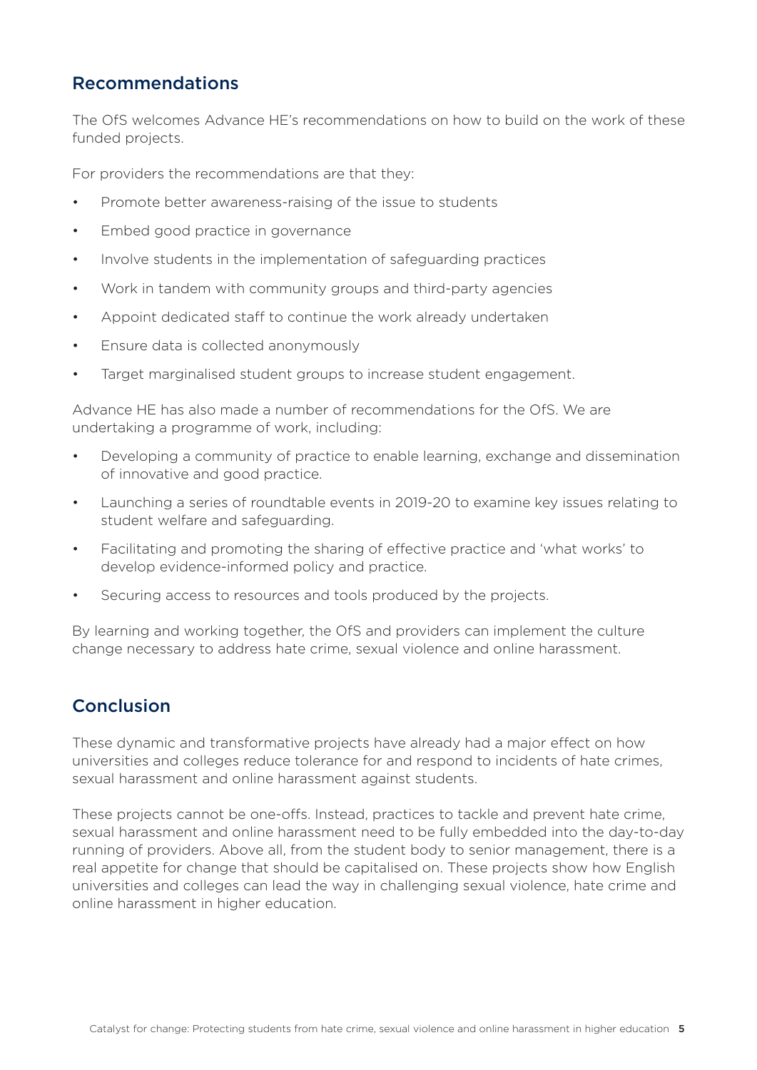## Recommendations

The OfS welcomes Advance HE's recommendations on how to build on the work of these funded projects.

For providers the recommendations are that they:

- Promote better awareness-raising of the issue to students
- Embed good practice in governance
- Involve students in the implementation of safeguarding practices
- Work in tandem with community groups and third-party agencies
- Appoint dedicated staff to continue the work already undertaken
- Ensure data is collected anonymously
- Target marginalised student groups to increase student engagement.

Advance HE has also made a number of recommendations for the OfS. We are undertaking a programme of work, including:

- Developing a community of practice to enable learning, exchange and dissemination of innovative and good practice.
- Launching a series of roundtable events in 2019-20 to examine key issues relating to student welfare and safeguarding.
- Facilitating and promoting the sharing of effective practice and 'what works' to develop evidence-informed policy and practice.
- Securing access to resources and tools produced by the projects.

By learning and working together, the OfS and providers can implement the culture change necessary to address hate crime, sexual violence and online harassment.

## Conclusion

These dynamic and transformative projects have already had a major effect on how universities and colleges reduce tolerance for and respond to incidents of hate crimes, sexual harassment and online harassment against students.

These projects cannot be one-offs. Instead, practices to tackle and prevent hate crime, sexual harassment and online harassment need to be fully embedded into the day-to-day running of providers. Above all, from the student body to senior management, there is a real appetite for change that should be capitalised on. These projects show how English universities and colleges can lead the way in challenging sexual violence, hate crime and online harassment in higher education.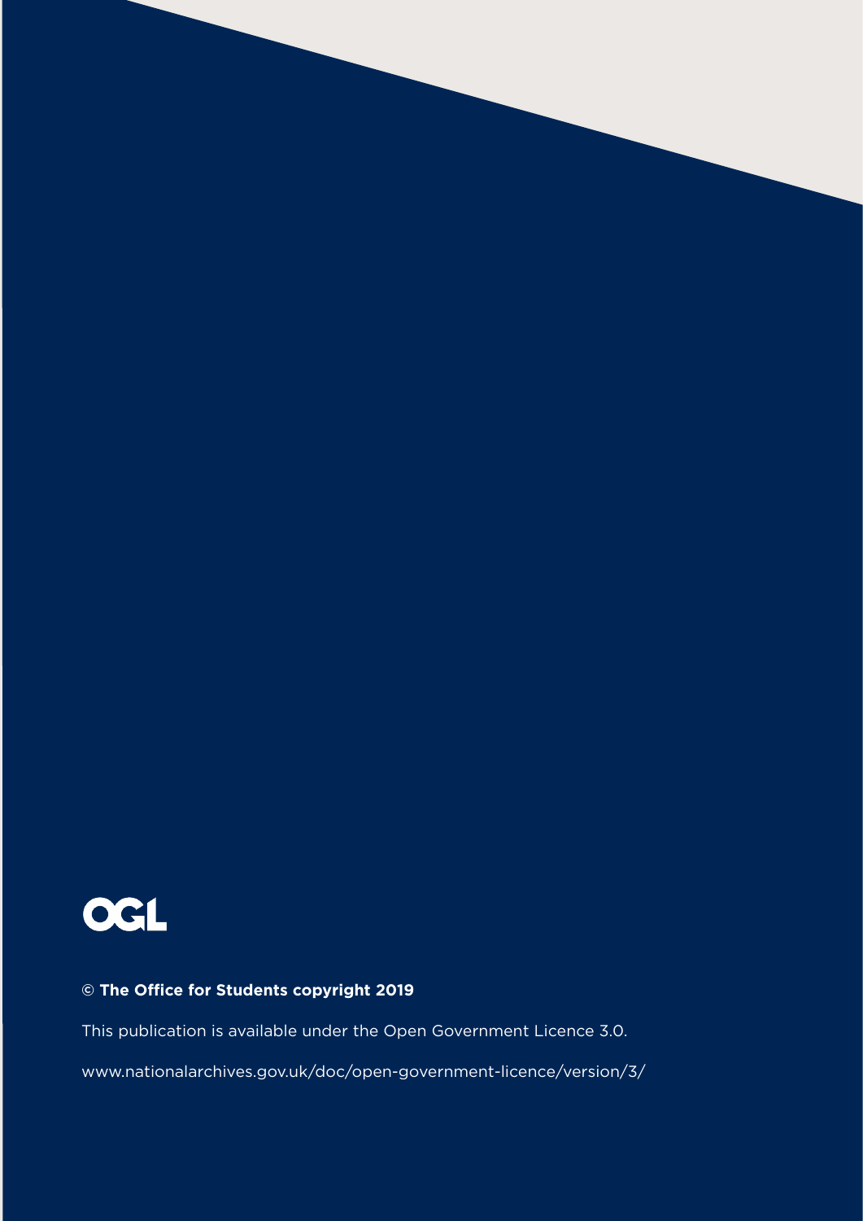OGL

**© The Office for Students copyright 2019**

This publication is available under the Open Government Licence 3.0.

www.nationalarchives.gov.uk/doc/open-government-licence/version/3/